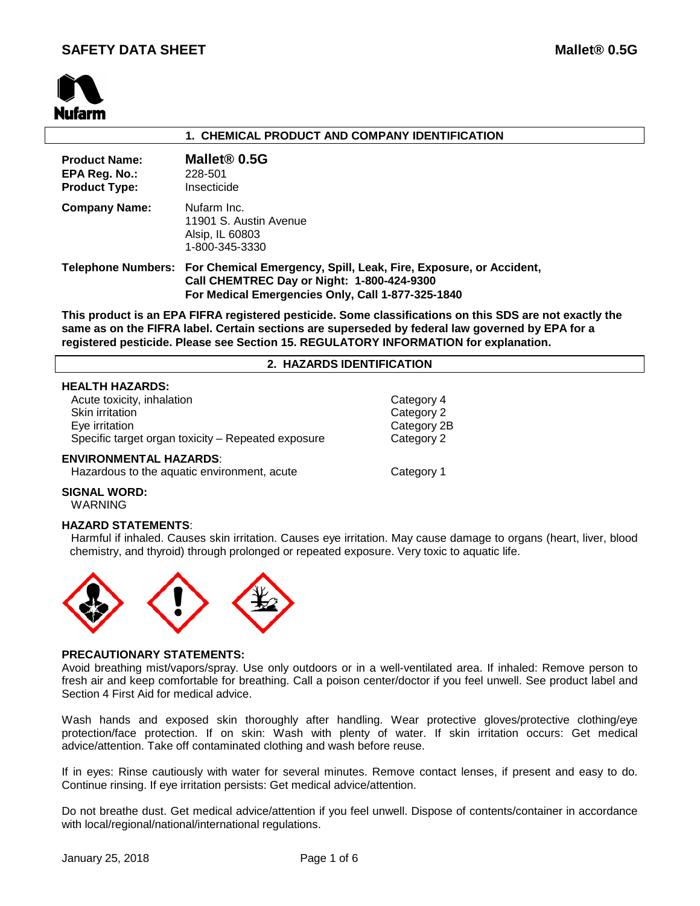# SAFETY DATA SHEET

**Mallet® 0.5G**

Nufarm

## 1. CHEMICAL PRODUCT AND COMPANY IDENTIFICATION

**Product Name:** **Mallet® 0.5G**
**EPA Reg. No.:** 228-501
**Product Type:** Insecticide

**Company Name:** Nufarm Inc.
11901 S. Austin Avenue
Alsip, IL 60803
1-800-345-3330

**Telephone Numbers:** **For Chemical Emergency, Spill, Leak, Fire, Exposure, or Accident, Call CHEMTREC Day or Night: 1-800-424-9300**
**For Medical Emergencies Only, Call 1-877-325-1840**

**This product is an EPA FIFRA registered pesticide. Some classifications on this SDS are not exactly the same as on the FIFRA label. Certain sections are superseded by federal law governed by EPA for a registered pesticide. Please see Section 15. REGULATORY INFORMATION for explanation.**

## 2. HAZARDS IDENTIFICATION

**HEALTH HAZARDS:**

| | |
|---|---|
| Acute toxicity, inhalation | Category 4 |
| Skin irritation | Category 2 |
| Eye irritation | Category 2B |
| Specific target organ toxicity – Repeated exposure | Category 2 |

**ENVIRONMENTAL HAZARDS**:

| | |
|---|---|
| Hazardous to the aquatic environment, acute | Category 1 |

**SIGNAL WORD:**
WARNING

**HAZARD STATEMENTS**:
Harmful if inhaled. Causes skin irritation. Causes eye irritation. May cause damage to organs (heart, liver, blood chemistry, and thyroid) through prolonged or repeated exposure. Very toxic to aquatic life.

**PRECAUTIONARY STATEMENTS:**
Avoid breathing mist/vapors/spray. Use only outdoors or in a well-ventilated area. If inhaled: Remove person to fresh air and keep comfortable for breathing. Call a poison center/doctor if you feel unwell. See product label and Section 4 First Aid for medical advice.

Wash hands and exposed skin thoroughly after handling. Wear protective gloves/protective clothing/eye protection/face protection. If on skin: Wash with plenty of water. If skin irritation occurs: Get medical advice/attention. Take off contaminated clothing and wash before reuse.

If in eyes: Rinse cautiously with water for several minutes. Remove contact lenses, if present and easy to do. Continue rinsing. If eye irritation persists: Get medical advice/attention.

Do not breathe dust. Get medical advice/attention if you feel unwell. Dispose of contents/container in accordance with local/regional/national/international regulations.

January 25, 2018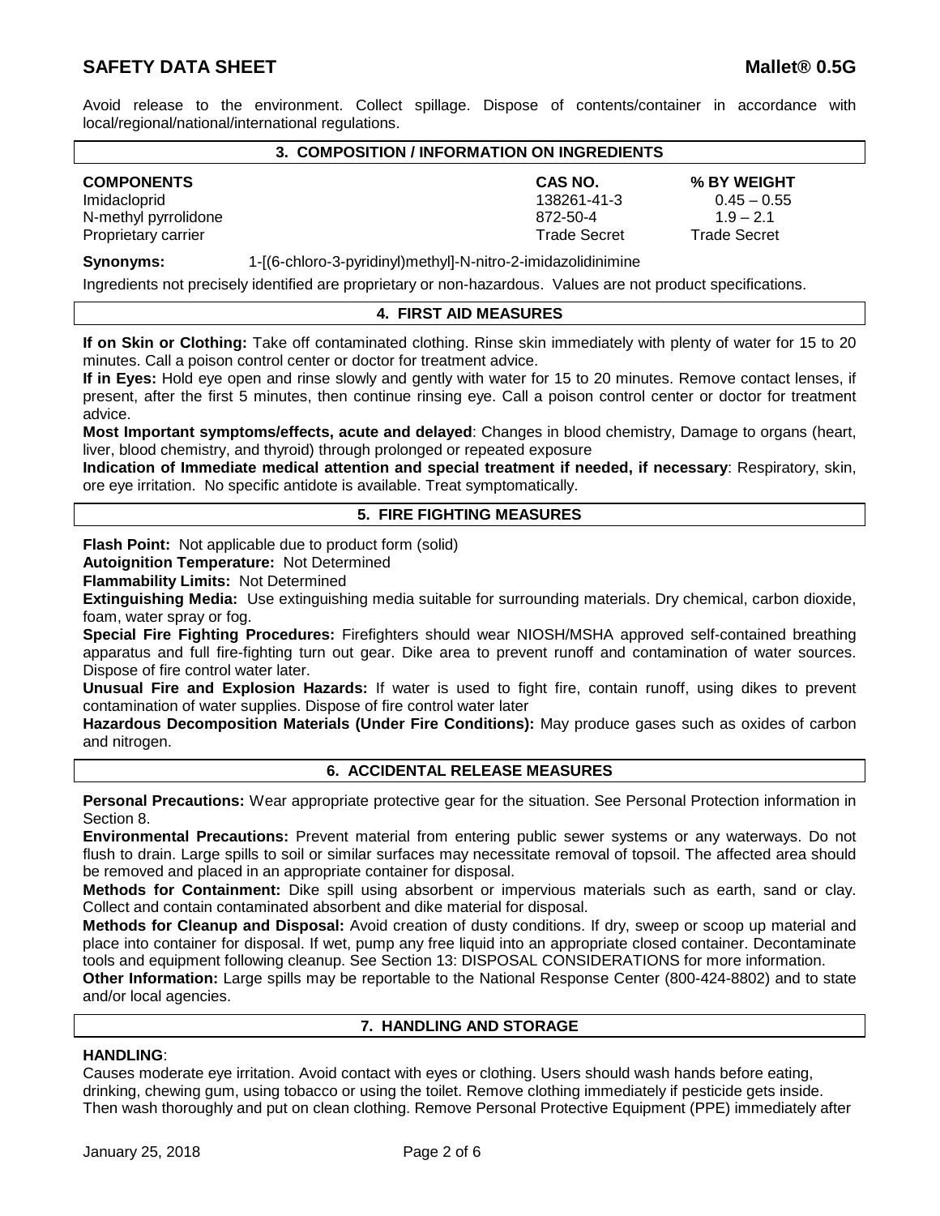Avoid release to the environment. Collect spillage. Dispose of contents/container in accordance with local/regional/national/international regulations.

## 3. COMPOSITION / INFORMATION ON INGREDIENTS

| COMPONENTS | CAS NO. | % BY WEIGHT |
|---|---|---|
| Imidacloprid | 138261-41-3 | 0.45 – 0.55 |
| N-methyl pyrrolidone | 872-50-4 | 1.9 – 2.1 |
| Proprietary carrier | Trade Secret | Trade Secret |

**Synonyms:** 1-[(6-chloro-3-pyridinyl)methyl]-N-nitro-2-imidazolidinimine

Ingredients not precisely identified are proprietary or non-hazardous. Values are not product specifications.

## 4. FIRST AID MEASURES

**If on Skin or Clothing:** Take off contaminated clothing. Rinse skin immediately with plenty of water for 15 to 20 minutes. Call a poison control center or doctor for treatment advice.

**If in Eyes:** Hold eye open and rinse slowly and gently with water for 15 to 20 minutes. Remove contact lenses, if present, after the first 5 minutes, then continue rinsing eye. Call a poison control center or doctor for treatment advice.

**Most Important symptoms/effects, acute and delayed**: Changes in blood chemistry, Damage to organs (heart, liver, blood chemistry, and thyroid) through prolonged or repeated exposure

**Indication of Immediate medical attention and special treatment if needed, if necessary**: Respiratory, skin, ore eye irritation. No specific antidote is available. Treat symptomatically.

## 5. FIRE FIGHTING MEASURES

**Flash Point:** Not applicable due to product form (solid)

**Autoignition Temperature:** Not Determined

**Flammability Limits:** Not Determined

**Extinguishing Media:** Use extinguishing media suitable for surrounding materials. Dry chemical, carbon dioxide, foam, water spray or fog.

**Special Fire Fighting Procedures:** Firefighters should wear NIOSH/MSHA approved self-contained breathing apparatus and full fire-fighting turn out gear. Dike area to prevent runoff and contamination of water sources. Dispose of fire control water later.

**Unusual Fire and Explosion Hazards:** If water is used to fight fire, contain runoff, using dikes to prevent contamination of water supplies. Dispose of fire control water later

**Hazardous Decomposition Materials (Under Fire Conditions):** May produce gases such as oxides of carbon and nitrogen.

## 6. ACCIDENTAL RELEASE MEASURES

**Personal Precautions:** Wear appropriate protective gear for the situation. See Personal Protection information in Section 8.

**Environmental Precautions:** Prevent material from entering public sewer systems or any waterways. Do not flush to drain. Large spills to soil or similar surfaces may necessitate removal of topsoil. The affected area should be removed and placed in an appropriate container for disposal.

**Methods for Containment:** Dike spill using absorbent or impervious materials such as earth, sand or clay. Collect and contain contaminated absorbent and dike material for disposal.

**Methods for Cleanup and Disposal:** Avoid creation of dusty conditions. If dry, sweep or scoop up material and place into container for disposal. If wet, pump any free liquid into an appropriate closed container. Decontaminate tools and equipment following cleanup. See Section 13: DISPOSAL CONSIDERATIONS for more information.

**Other Information:** Large spills may be reportable to the National Response Center (800-424-8802) and to state and/or local agencies.

## 7. HANDLING AND STORAGE

**HANDLING**:

Causes moderate eye irritation. Avoid contact with eyes or clothing. Users should wash hands before eating, drinking, chewing gum, using tobacco or using the toilet. Remove clothing immediately if pesticide gets inside. Then wash thoroughly and put on clean clothing. Remove Personal Protective Equipment (PPE) immediately after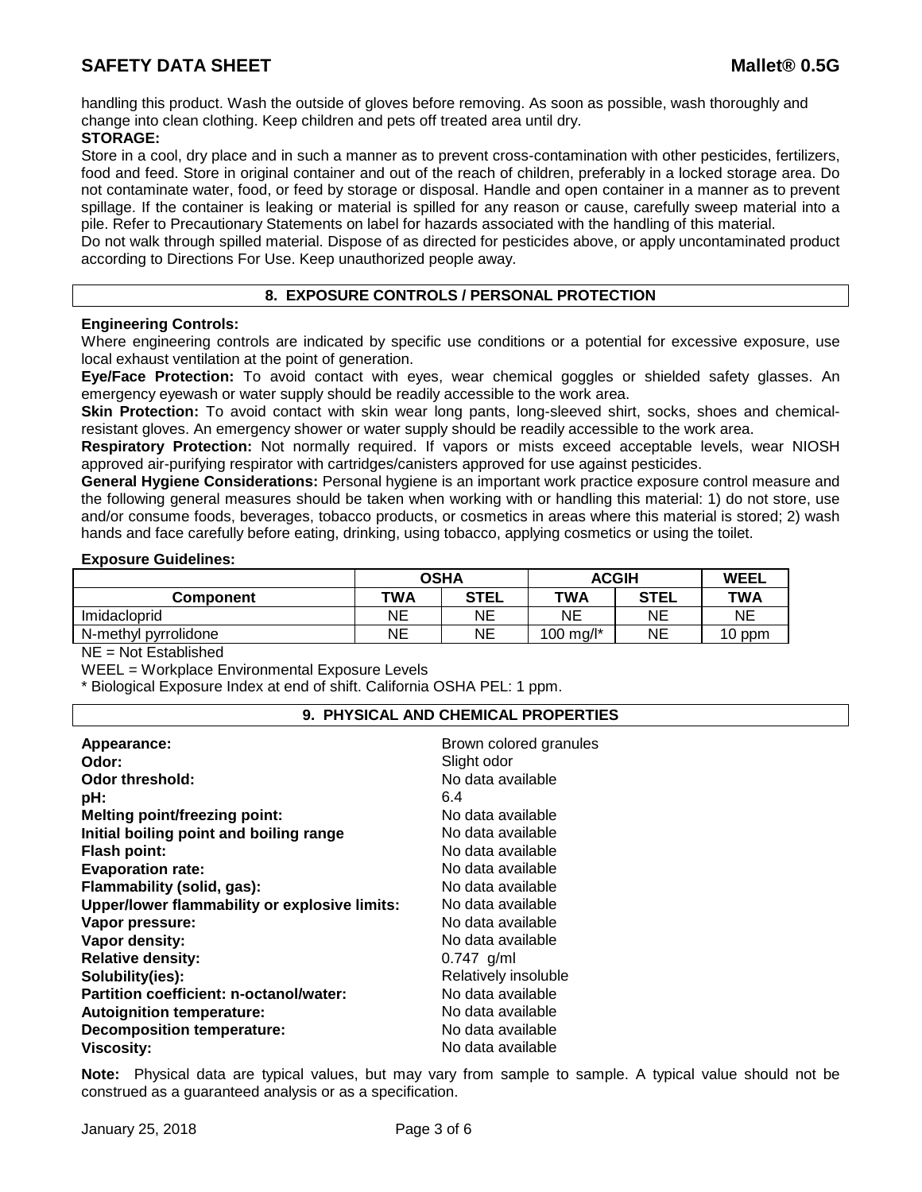handling this product. Wash the outside of gloves before removing. As soon as possible, wash thoroughly and change into clean clothing. Keep children and pets off treated area until dry.

**STORAGE:**

Store in a cool, dry place and in such a manner as to prevent cross-contamination with other pesticides, fertilizers, food and feed. Store in original container and out of the reach of children, preferably in a locked storage area. Do not contaminate water, food, or feed by storage or disposal. Handle and open container in a manner as to prevent spillage. If the container is leaking or material is spilled for any reason or cause, carefully sweep material into a pile. Refer to Precautionary Statements on label for hazards associated with the handling of this material.

Do not walk through spilled material. Dispose of as directed for pesticides above, or apply uncontaminated product according to Directions For Use. Keep unauthorized people away.

## 8. EXPOSURE CONTROLS / PERSONAL PROTECTION

**Engineering Controls:**

Where engineering controls are indicated by specific use conditions or a potential for excessive exposure, use local exhaust ventilation at the point of generation.

**Eye/Face Protection:** To avoid contact with eyes, wear chemical goggles or shielded safety glasses. An emergency eyewash or water supply should be readily accessible to the work area.

**Skin Protection:** To avoid contact with skin wear long pants, long-sleeved shirt, socks, shoes and chemical-resistant gloves. An emergency shower or water supply should be readily accessible to the work area.

**Respiratory Protection:** Not normally required. If vapors or mists exceed acceptable levels, wear NIOSH approved air-purifying respirator with cartridges/canisters approved for use against pesticides.

**General Hygiene Considerations:** Personal hygiene is an important work practice exposure control measure and the following general measures should be taken when working with or handling this material: 1) do not store, use and/or consume foods, beverages, tobacco products, or cosmetics in areas where this material is stored; 2) wash hands and face carefully before eating, drinking, using tobacco, applying cosmetics or using the toilet.

**Exposure Guidelines:**

| | OSHA | | ACGIH | | WEEL |
|---|---|---|---|---|---|
| **Component** | **TWA** | **STEL** | **TWA** | **STEL** | **TWA** |
| Imidacloprid | NE | NE | NE | NE | NE |
| N-methyl pyrrolidone | NE | NE | 100 mg/l* | NE | 10 ppm |

NE = Not Established

WEEL = Workplace Environmental Exposure Levels

\* Biological Exposure Index at end of shift. California OSHA PEL: 1 ppm.

## 9. PHYSICAL AND CHEMICAL PROPERTIES

| | |
|---|---|
| **Appearance:** | Brown colored granules |
| **Odor:** | Slight odor |
| **Odor threshold:** | No data available |
| **pH:** | 6.4 |
| **Melting point/freezing point:** | No data available |
| **Initial boiling point and boiling range** | No data available |
| **Flash point:** | No data available |
| **Evaporation rate:** | No data available |
| **Flammability (solid, gas):** | No data available |
| **Upper/lower flammability or explosive limits:** | No data available |
| **Vapor pressure:** | No data available |
| **Vapor density:** | No data available |
| **Relative density:** | 0.747 g/ml |
| **Solubility(ies):** | Relatively insoluble |
| **Partition coefficient: n-octanol/water:** | No data available |
| **Autoignition temperature:** | No data available |
| **Decomposition temperature:** | No data available |
| **Viscosity:** | No data available |

**Note:** Physical data are typical values, but may vary from sample to sample. A typical value should not be construed as a guaranteed analysis or as a specification.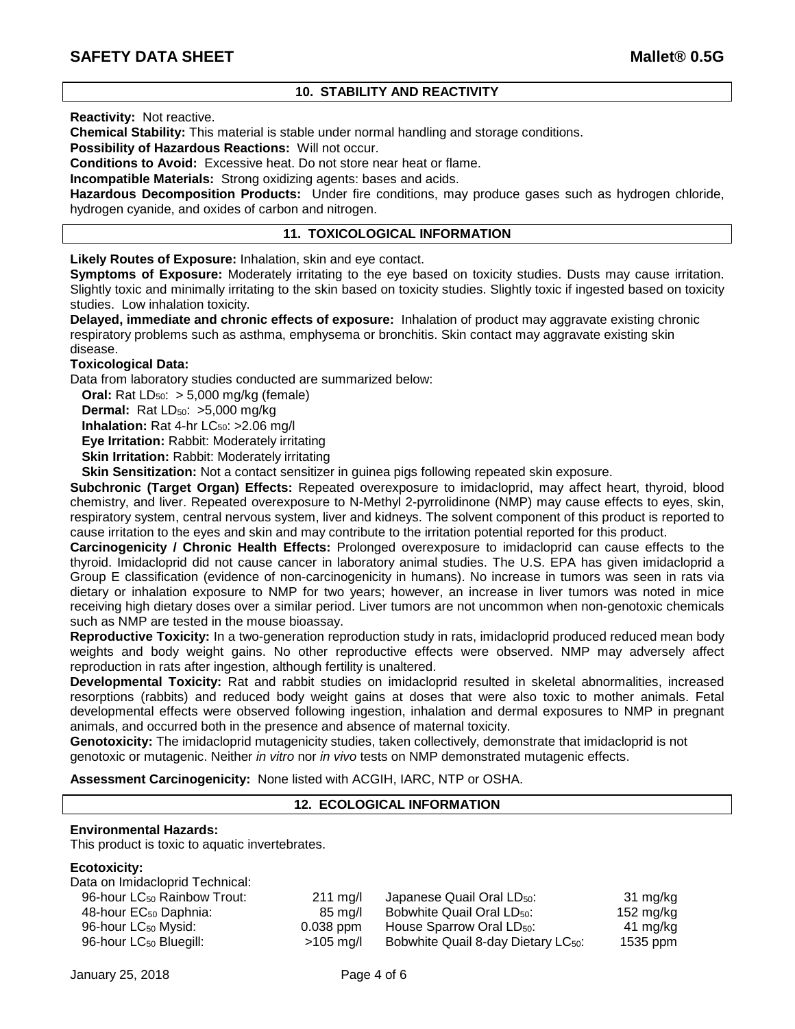## 10. STABILITY AND REACTIVITY

**Reactivity:** Not reactive.

**Chemical Stability:** This material is stable under normal handling and storage conditions.

**Possibility of Hazardous Reactions:** Will not occur.

**Conditions to Avoid:** Excessive heat. Do not store near heat or flame.

**Incompatible Materials:** Strong oxidizing agents: bases and acids.

**Hazardous Decomposition Products:** Under fire conditions, may produce gases such as hydrogen chloride, hydrogen cyanide, and oxides of carbon and nitrogen.

## 11. TOXICOLOGICAL INFORMATION

**Likely Routes of Exposure:** Inhalation, skin and eye contact.

**Symptoms of Exposure:** Moderately irritating to the eye based on toxicity studies. Dusts may cause irritation. Slightly toxic and minimally irritating to the skin based on toxicity studies. Slightly toxic if ingested based on toxicity studies. Low inhalation toxicity.

**Delayed, immediate and chronic effects of exposure:** Inhalation of product may aggravate existing chronic respiratory problems such as asthma, emphysema or bronchitis. Skin contact may aggravate existing skin disease.

**Toxicological Data:**

Data from laboratory studies conducted are summarized below:

- **Oral:** Rat $LD_{50}$: > 5,000 mg/kg (female)
- **Dermal:** Rat $LD_{50}$: >5,000 mg/kg
- **Inhalation:** Rat 4-hr $LC_{50}$: >2.06 mg/l
- **Eye Irritation:** Rabbit: Moderately irritating
- **Skin Irritation:** Rabbit: Moderately irritating
- **Skin Sensitization:** Not a contact sensitizer in guinea pigs following repeated skin exposure.

**Subchronic (Target Organ) Effects:** Repeated overexposure to imidacloprid, may affect heart, thyroid, blood chemistry, and liver. Repeated overexposure to N-Methyl 2-pyrrolidinone (NMP) may cause effects to eyes, skin, respiratory system, central nervous system, liver and kidneys. The solvent component of this product is reported to cause irritation to the eyes and skin and may contribute to the irritation potential reported for this product.

**Carcinogenicity / Chronic Health Effects:** Prolonged overexposure to imidacloprid can cause effects to the thyroid. Imidacloprid did not cause cancer in laboratory animal studies. The U.S. EPA has given imidacloprid a Group E classification (evidence of non-carcinogenicity in humans). No increase in tumors was seen in rats via dietary or inhalation exposure to NMP for two years; however, an increase in liver tumors was noted in mice receiving high dietary doses over a similar period. Liver tumors are not uncommon when non-genotoxic chemicals such as NMP are tested in the mouse bioassay.

**Reproductive Toxicity:** In a two-generation reproduction study in rats, imidacloprid produced reduced mean body weights and body weight gains. No other reproductive effects were observed. NMP may adversely affect reproduction in rats after ingestion, although fertility is unaltered.

**Developmental Toxicity:** Rat and rabbit studies on imidacloprid resulted in skeletal abnormalities, increased resorptions (rabbits) and reduced body weight gains at doses that were also toxic to mother animals. Fetal developmental effects were observed following ingestion, inhalation and dermal exposures to NMP in pregnant animals, and occurred both in the presence and absence of maternal toxicity.

**Genotoxicity:** The imidacloprid mutagenicity studies, taken collectively, demonstrate that imidacloprid is not genotoxic or mutagenic. Neither *in vitro* nor *in vivo* tests on NMP demonstrated mutagenic effects.

**Assessment Carcinogenicity:** None listed with ACGIH, IARC, NTP or OSHA.

## 12. ECOLOGICAL INFORMATION

**Environmental Hazards:**

This product is toxic to aquatic invertebrates.

**Ecotoxicity:**

Data on Imidacloprid Technical:

| | | | |
|---|---|---|---|
| 96-hour $LC_{50}$ Rainbow Trout: | 211 mg/l | Japanese Quail Oral $LD_{50}$: | 31 mg/kg |
| 48-hour $EC_{50}$ Daphnia: | 85 mg/l | Bobwhite Quail Oral $LD_{50}$: | 152 mg/kg |
| 96-hour $LC_{50}$ Mysid: | 0.038 ppm | House Sparrow Oral $LD_{50}$: | 41 mg/kg |
| 96-hour $LC_{50}$ Bluegill: | >105 mg/l | Bobwhite Quail 8-day Dietary $LC_{50}$: | 1535 ppm |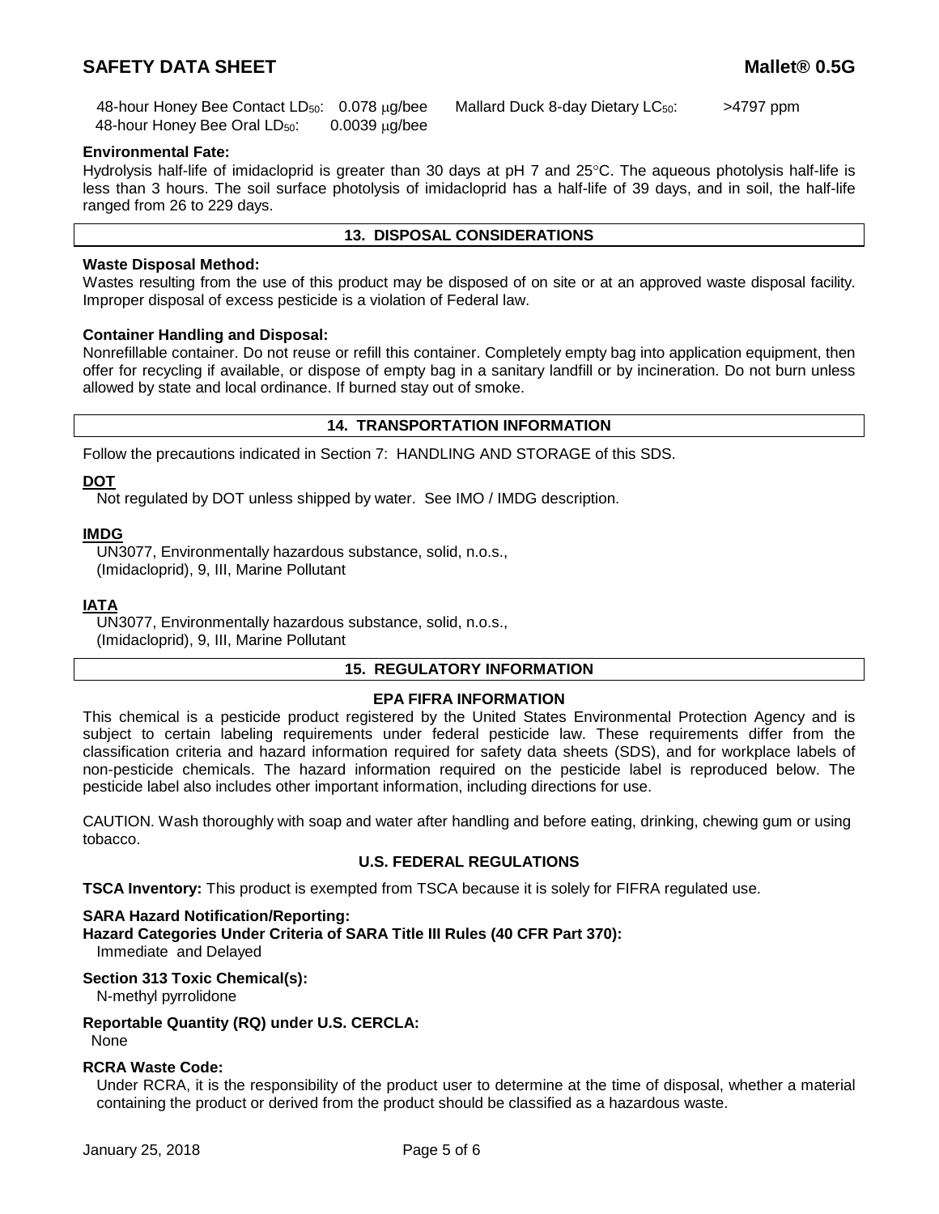| | | | |
|---|---|---|---|
| 48-hour Honey Bee Contact $LD_{50}$: | 0.078 μg/bee | Mallard Duck 8-day Dietary $LC_{50}$: | >4797 ppm |
| 48-hour Honey Bee Oral $LD_{50}$: | 0.0039 μg/bee | | |

**Environmental Fate:**

Hydrolysis half-life of imidacloprid is greater than 30 days at pH 7 and 25°C. The aqueous photolysis half-life is less than 3 hours. The soil surface photolysis of imidacloprid has a half-life of 39 days, and in soil, the half-life ranged from 26 to 229 days.

## 13. DISPOSAL CONSIDERATIONS

**Waste Disposal Method:**

Wastes resulting from the use of this product may be disposed of on site or at an approved waste disposal facility. Improper disposal of excess pesticide is a violation of Federal law.

**Container Handling and Disposal:**

Nonrefillable container. Do not reuse or refill this container. Completely empty bag into application equipment, then offer for recycling if available, or dispose of empty bag in a sanitary landfill or by incineration. Do not burn unless allowed by state and local ordinance. If burned stay out of smoke.

## 14. TRANSPORTATION INFORMATION

Follow the precautions indicated in Section 7: HANDLING AND STORAGE of this SDS.

**DOT**

Not regulated by DOT unless shipped by water. See IMO / IMDG description.

**IMDG**

UN3077, Environmentally hazardous substance, solid, n.o.s.,
(Imidacloprid), 9, III, Marine Pollutant

**IATA**

UN3077, Environmentally hazardous substance, solid, n.o.s.,
(Imidacloprid), 9, III, Marine Pollutant

## 15. REGULATORY INFORMATION

### EPA FIFRA INFORMATION

This chemical is a pesticide product registered by the United States Environmental Protection Agency and is subject to certain labeling requirements under federal pesticide law. These requirements differ from the classification criteria and hazard information required for safety data sheets (SDS), and for workplace labels of non-pesticide chemicals. The hazard information required on the pesticide label is reproduced below. The pesticide label also includes other important information, including directions for use.

CAUTION. Wash thoroughly with soap and water after handling and before eating, drinking, chewing gum or using tobacco.

### U.S. FEDERAL REGULATIONS

**TSCA Inventory:** This product is exempted from TSCA because it is solely for FIFRA regulated use.

**SARA Hazard Notification/Reporting:**

**Hazard Categories Under Criteria of SARA Title III Rules (40 CFR Part 370):**

Immediate and Delayed

**Section 313 Toxic Chemical(s):**

N-methyl pyrrolidone

**Reportable Quantity (RQ) under U.S. CERCLA:**

None

**RCRA Waste Code:**

Under RCRA, it is the responsibility of the product user to determine at the time of disposal, whether a material containing the product or derived from the product should be classified as a hazardous waste.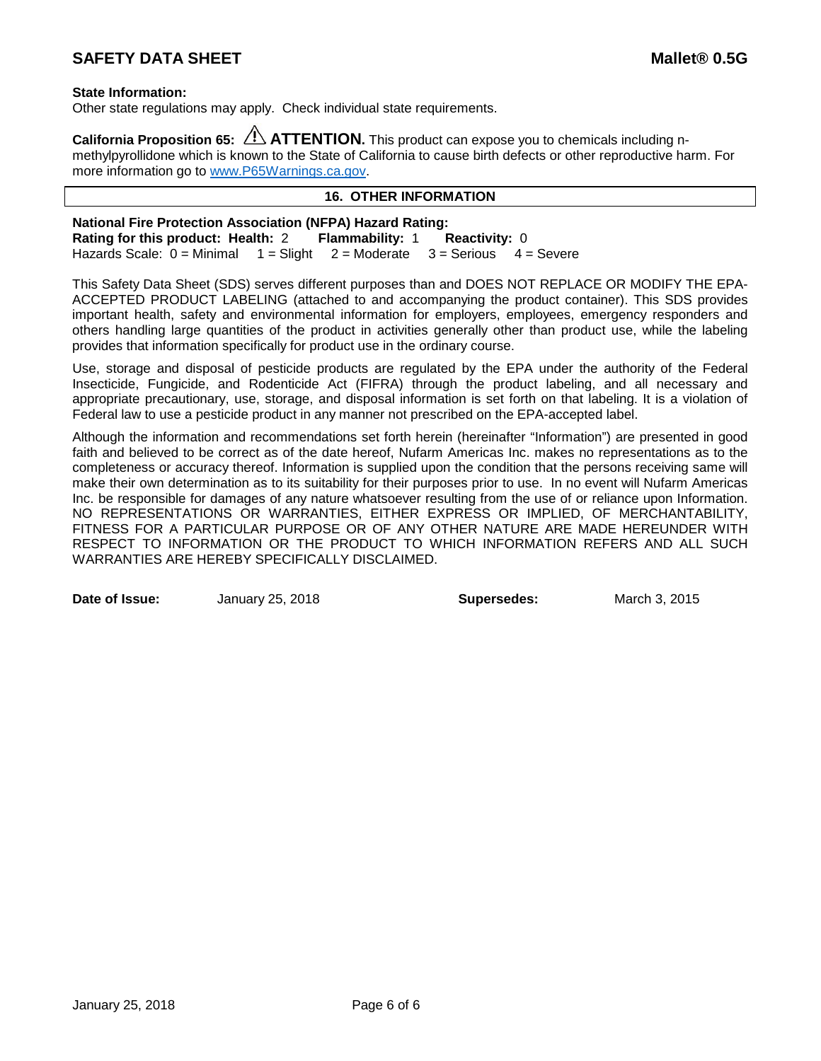**State Information:**
Other state regulations may apply. Check individual state requirements.

**California Proposition 65:** ⚠ **ATTENTION.** This product can expose you to chemicals including n-methylpyrollidone which is known to the State of California to cause birth defects or other reproductive harm. For more information go to www.P65Warnings.ca.gov.

## 16. OTHER INFORMATION

**National Fire Protection Association (NFPA) Hazard Rating:**
**Rating for this product: Health:** 2 **Flammability:** 1 **Reactivity:** 0
Hazards Scale: 0 = Minimal 1 = Slight 2 = Moderate 3 = Serious 4 = Severe

This Safety Data Sheet (SDS) serves different purposes than and DOES NOT REPLACE OR MODIFY THE EPA-ACCEPTED PRODUCT LABELING (attached to and accompanying the product container). This SDS provides important health, safety and environmental information for employers, employees, emergency responders and others handling large quantities of the product in activities generally other than product use, while the labeling provides that information specifically for product use in the ordinary course.

Use, storage and disposal of pesticide products are regulated by the EPA under the authority of the Federal Insecticide, Fungicide, and Rodenticide Act (FIFRA) through the product labeling, and all necessary and appropriate precautionary, use, storage, and disposal information is set forth on that labeling. It is a violation of Federal law to use a pesticide product in any manner not prescribed on the EPA-accepted label.

Although the information and recommendations set forth herein (hereinafter "Information") are presented in good faith and believed to be correct as of the date hereof, Nufarm Americas Inc. makes no representations as to the completeness or accuracy thereof. Information is supplied upon the condition that the persons receiving same will make their own determination as to its suitability for their purposes prior to use. In no event will Nufarm Americas Inc. be responsible for damages of any nature whatsoever resulting from the use of or reliance upon Information. NO REPRESENTATIONS OR WARRANTIES, EITHER EXPRESS OR IMPLIED, OF MERCHANTABILITY, FITNESS FOR A PARTICULAR PURPOSE OR OF ANY OTHER NATURE ARE MADE HEREUNDER WITH RESPECT TO INFORMATION OR THE PRODUCT TO WHICH INFORMATION REFERS AND ALL SUCH WARRANTIES ARE HEREBY SPECIFICALLY DISCLAIMED.

**Date of Issue:** January 25, 2018 **Supersedes:** March 3, 2015